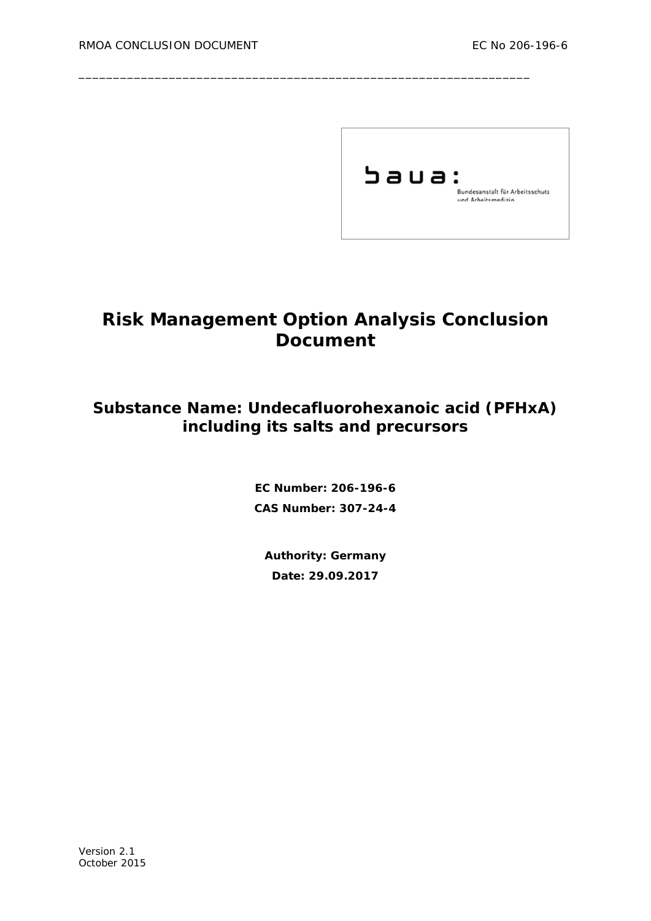baua:

Bundesanstalt für Arbeitsschutz und Arbeitsmedizin

# Risk Management Option Analysis Conclusion Document

## Substance Name: Undecafluorohexanoic acid (PFHxA) including its salts and precursors

**EC Number: 206-196-6**

**CAS Number: 307-24-4**

**Authority: Germany**

**Date: 29.09.2017**

Version 2.1
October 2015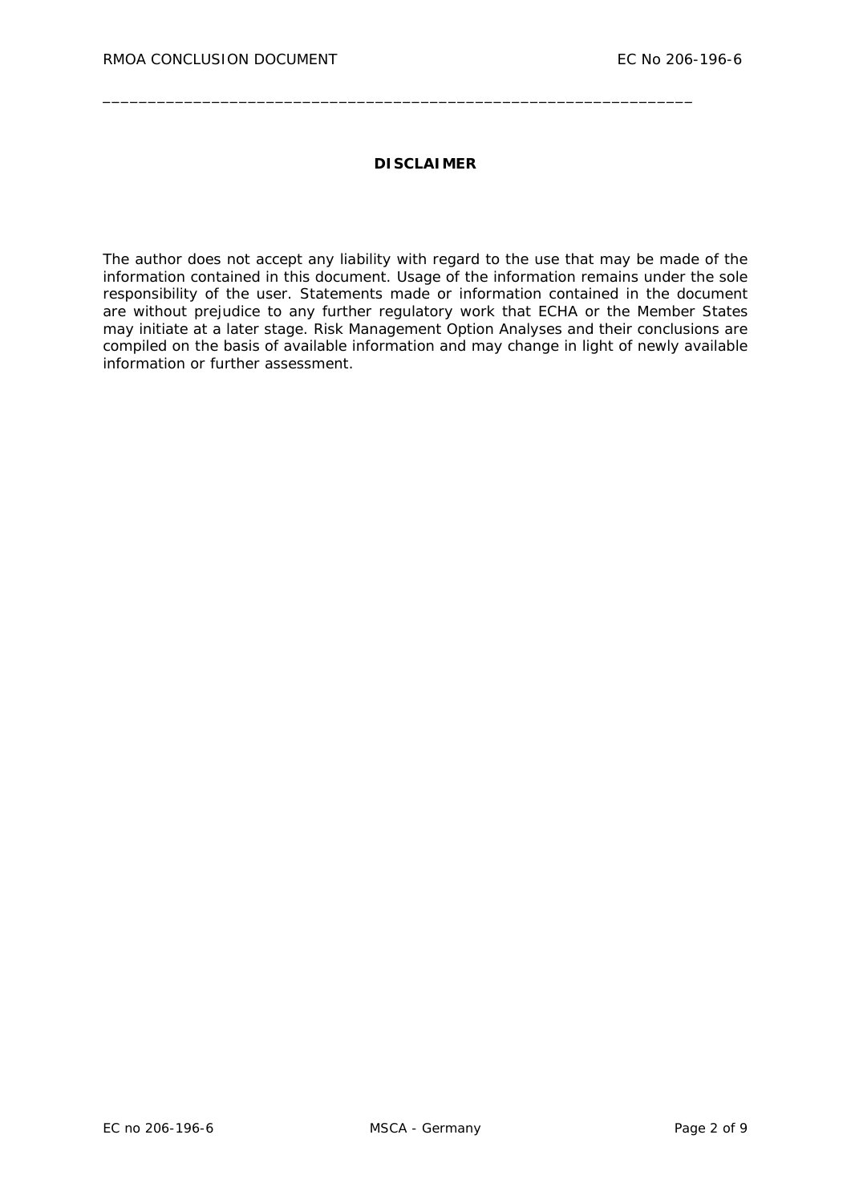**DISCLAIMER**

The author does not accept any liability with regard to the use that may be made of the information contained in this document. Usage of the information remains under the sole responsibility of the user. Statements made or information contained in the document are without prejudice to any further regulatory work that ECHA or the Member States may initiate at a later stage. Risk Management Option Analyses and their conclusions are compiled on the basis of available information and may change in light of newly available information or further assessment.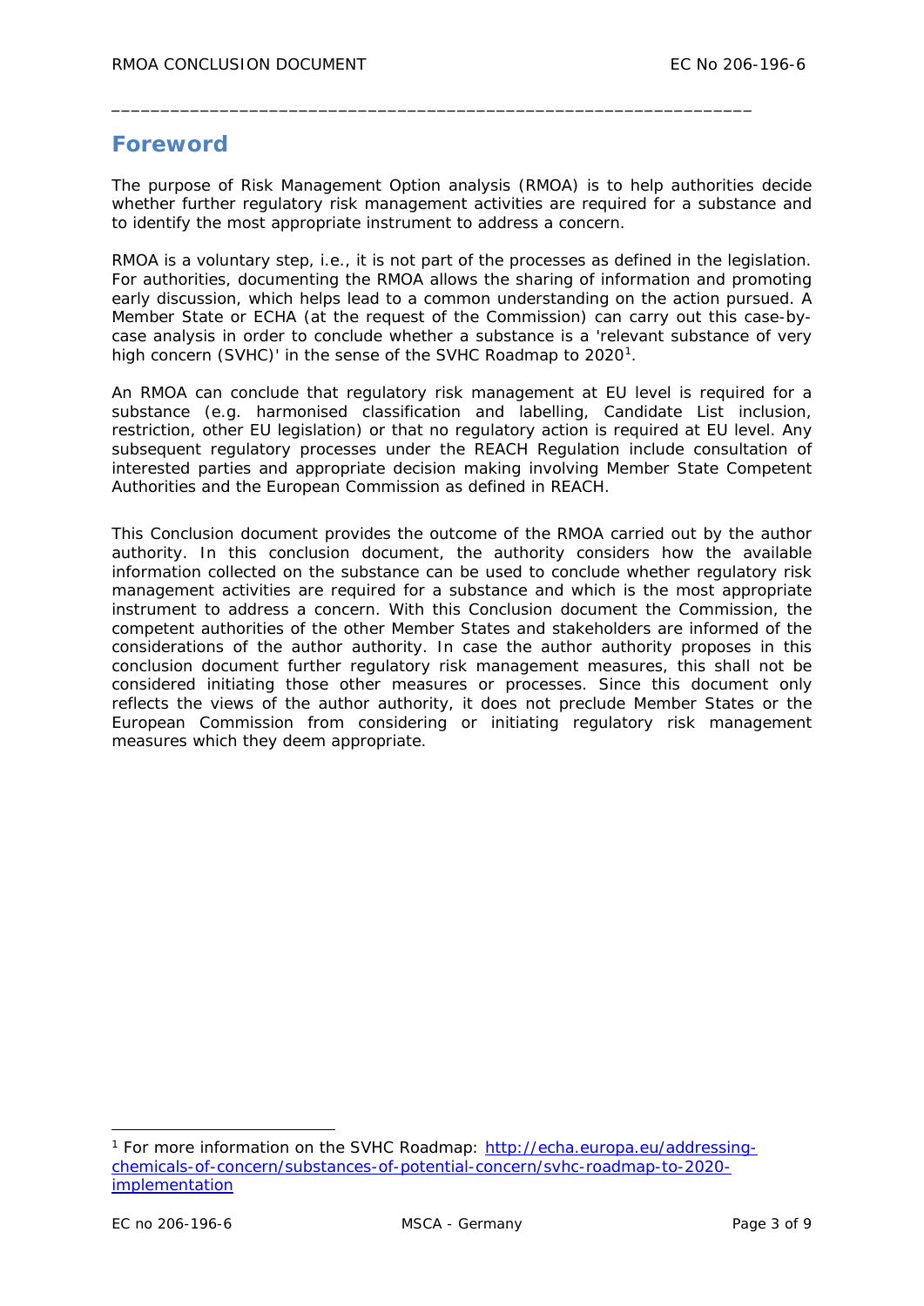# Foreword

The purpose of Risk Management Option analysis (RMOA) is to help authorities decide whether further regulatory risk management activities are required for a substance and to identify the most appropriate instrument to address a concern.

RMOA is a voluntary step, i.e., it is not part of the processes as defined in the legislation. For authorities, documenting the RMOA allows the sharing of information and promoting early discussion, which helps lead to a common understanding on the action pursued. A Member State or ECHA (at the request of the Commission) can carry out this case-by-case analysis in order to conclude whether a substance is a 'relevant substance of very high concern (SVHC)' in the sense of the SVHC Roadmap to 2020[1].

An RMOA can conclude that regulatory risk management at EU level is required for a substance (e.g. harmonised classification and labelling, Candidate List inclusion, restriction, other EU legislation) or that no regulatory action is required at EU level. Any subsequent regulatory processes under the REACH Regulation include consultation of interested parties and appropriate decision making involving Member State Competent Authorities and the European Commission as defined in REACH.

This Conclusion document provides the outcome of the RMOA carried out by the author authority. In this conclusion document, the authority considers how the available information collected on the substance can be used to conclude whether regulatory risk management activities are required for a substance and which is the most appropriate instrument to address a concern. With this Conclusion document the Commission, the competent authorities of the other Member States and stakeholders are informed of the considerations of the author authority. In case the author authority proposes in this conclusion document further regulatory risk management measures, this shall not be considered initiating those other measures or processes. Since this document only reflects the views of the author authority, it does not preclude Member States or the European Commission from considering or initiating regulatory risk management measures which they deem appropriate.

---

[1] For more information on the SVHC Roadmap: http://echa.europa.eu/addressing-chemicals-of-concern/substances-of-potential-concern/svhc-roadmap-to-2020-implementation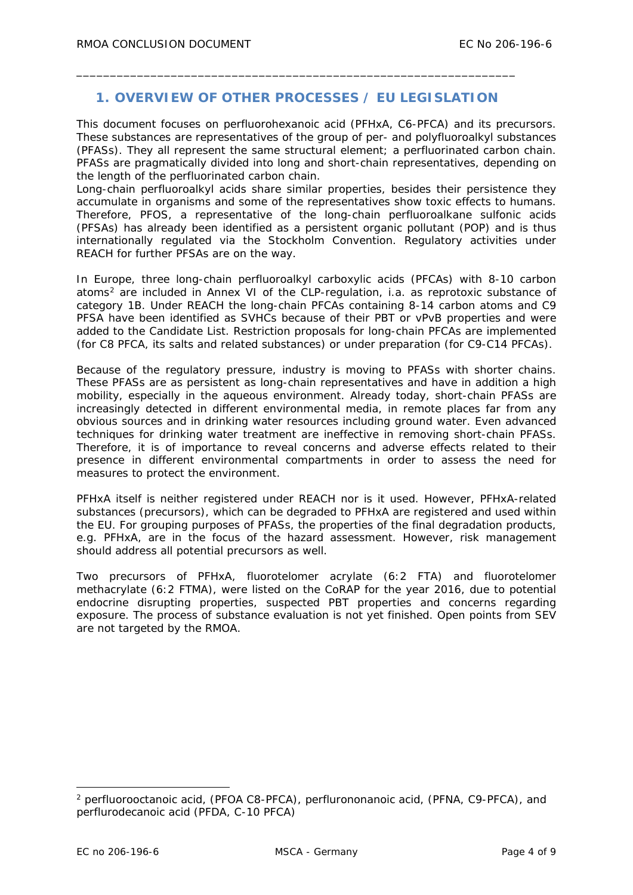## 1. OVERVIEW OF OTHER PROCESSES / EU LEGISLATION

This document focuses on perfluorohexanoic acid (PFHxA, C6-PFCA) and its precursors. These substances are representatives of the group of per- and polyfluoroalkyl substances (PFASs). They all represent the same structural element; a perfluorinated carbon chain. PFASs are pragmatically divided into long and short-chain representatives, depending on the length of the perfluorinated carbon chain.

Long-chain perfluoroalkyl acids share similar properties, besides their persistence they accumulate in organisms and some of the representatives show toxic effects to humans. Therefore, PFOS, a representative of the long-chain perfluoroalkane sulfonic acids (PFSAs) has already been identified as a persistent organic pollutant (POP) and is thus internationally regulated via the Stockholm Convention. Regulatory activities under REACH for further PFSAs are on the way.

In Europe, three long-chain perfluoroalkyl carboxylic acids (PFCAs) with 8-10 carbon atoms[2] are included in Annex VI of the CLP-regulation, i.a. as reprotoxic substance of category 1B. Under REACH the long-chain PFCAs containing 8-14 carbon atoms and C9 PFSA have been identified as SVHCs because of their PBT or vPvB properties and were added to the Candidate List. Restriction proposals for long-chain PFCAs are implemented (for C8 PFCA, its salts and related substances) or under preparation (for C9-C14 PFCAs).

Because of the regulatory pressure, industry is moving to PFASs with shorter chains. These PFASs are as persistent as long-chain representatives and have in addition a high mobility, especially in the aqueous environment. Already today, short-chain PFASs are increasingly detected in different environmental media, in remote places far from any obvious sources and in drinking water resources including ground water. Even advanced techniques for drinking water treatment are ineffective in removing short-chain PFASs. Therefore, it is of importance to reveal concerns and adverse effects related to their presence in different environmental compartments in order to assess the need for measures to protect the environment.

PFHxA itself is neither registered under REACH nor is it used. However, PFHxA-related substances (precursors), which can be degraded to PFHxA are registered and used within the EU. For grouping purposes of PFASs, the properties of the final degradation products, e.g. PFHxA, are in the focus of the hazard assessment. However, risk management should address all potential precursors as well.

Two precursors of PFHxA, fluorotelomer acrylate (6:2 FTA) and fluorotelomer methacrylate (6:2 FTMA), were listed on the CoRAP for the year 2016, due to potential endocrine disrupting properties, suspected PBT properties and concerns regarding exposure. The process of substance evaluation is not yet finished. Open points from SEV are not targeted by the RMOA.

---

[2] perfluorooctanoic acid, (PFOA C8-PFCA), perflurononanoic acid, (PFNA, C9-PFCA), and perflurodecanoic acid (PFDA, C-10 PFCA)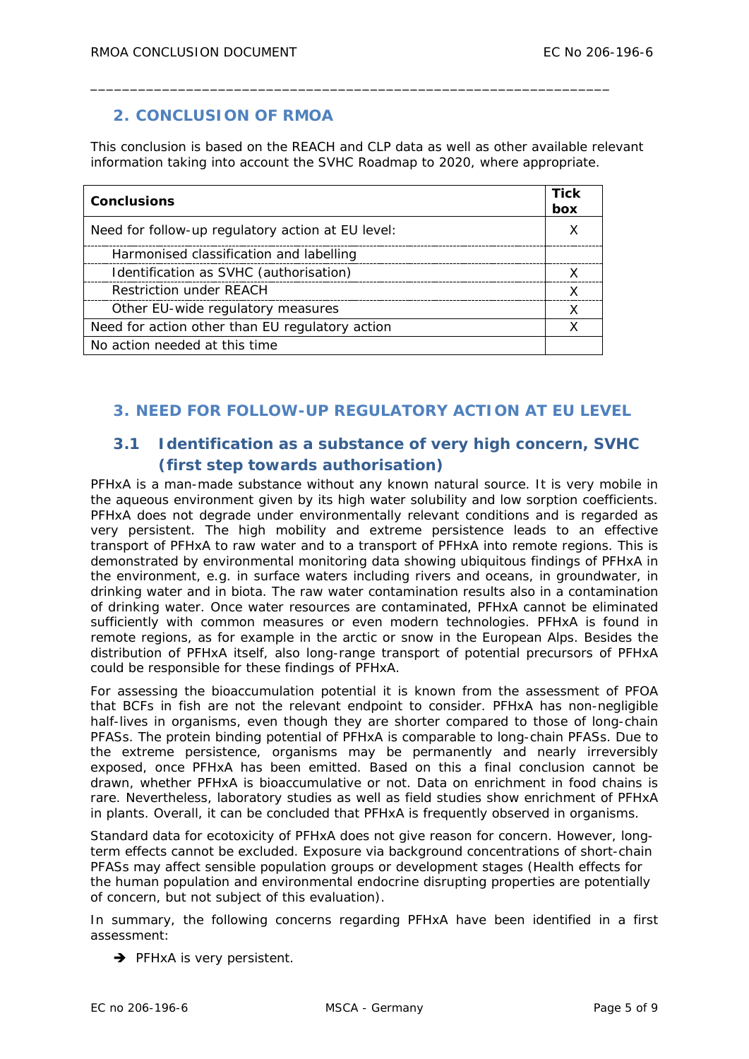## 2. CONCLUSION OF RMOA

This conclusion is based on the REACH and CLP data as well as other available relevant information taking into account the SVHC Roadmap to 2020, where appropriate.

| Conclusions | Tick box |
|---|---|
| Need for follow-up regulatory action at EU level: | X |
| Harmonised classification and labelling | |
| Identification as SVHC (authorisation) | X |
| Restriction under REACH | X |
| Other EU-wide regulatory measures | X |
| Need for action other than EU regulatory action | X |
| No action needed at this time | |

## 3. NEED FOR FOLLOW-UP REGULATORY ACTION AT EU LEVEL

### 3.1 Identification as a substance of very high concern, SVHC (first step towards authorisation)

PFHxA is a man-made substance without any known natural source. It is very mobile in the aqueous environment given by its high water solubility and low sorption coefficients. PFHxA does not degrade under environmentally relevant conditions and is regarded as very persistent. The high mobility and extreme persistence leads to an effective transport of PFHxA to raw water and to a transport of PFHxA into remote regions. This is demonstrated by environmental monitoring data showing ubiquitous findings of PFHxA in the environment, e.g. in surface waters including rivers and oceans, in groundwater, in drinking water and in biota. The raw water contamination results also in a contamination of drinking water. Once water resources are contaminated, PFHxA cannot be eliminated sufficiently with common measures or even modern technologies. PFHxA is found in remote regions, as for example in the arctic or snow in the European Alps. Besides the distribution of PFHxA itself, also long-range transport of potential precursors of PFHxA could be responsible for these findings of PFHxA.

For assessing the bioaccumulation potential it is known from the assessment of PFOA that BCFs in fish are not the relevant endpoint to consider. PFHxA has non-negligible half-lives in organisms, even though they are shorter compared to those of long-chain PFASs. The protein binding potential of PFHxA is comparable to long-chain PFASs. Due to the extreme persistence, organisms may be permanently and nearly irreversibly exposed, once PFHxA has been emitted. Based on this a final conclusion cannot be drawn, whether PFHxA is bioaccumulative or not. Data on enrichment in food chains is rare. Nevertheless, laboratory studies as well as field studies show enrichment of PFHxA in plants. Overall, it can be concluded that PFHxA is frequently observed in organisms.

Standard data for ecotoxicity of PFHxA does not give reason for concern. However, long-term effects cannot be excluded. Exposure via background concentrations of short-chain PFASs may affect sensible population groups or development stages (Health effects for the human population and environmental endocrine disrupting properties are potentially of concern, but not subject of this evaluation).

In summary, the following concerns regarding PFHxA have been identified in a first assessment:

- ➔ PFHxA is very persistent.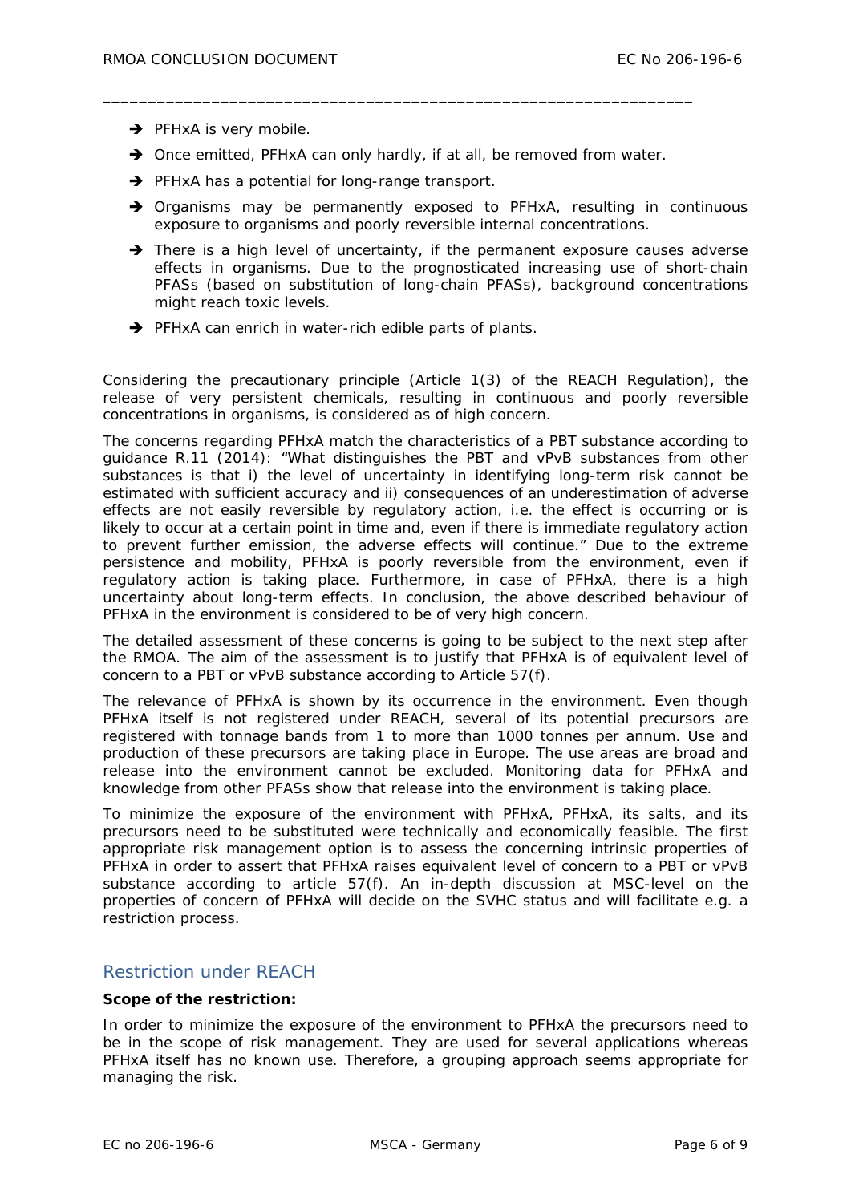- ➔ PFHxA is very mobile.
- ➔ Once emitted, PFHxA can only hardly, if at all, be removed from water.
- ➔ PFHxA has a potential for long-range transport.
- ➔ Organisms may be permanently exposed to PFHxA, resulting in continuous exposure to organisms and poorly reversible internal concentrations.
- ➔ There is a high level of uncertainty, if the permanent exposure causes adverse effects in organisms. Due to the prognosticated increasing use of short-chain PFASs (based on substitution of long-chain PFASs), background concentrations might reach toxic levels.
- ➔ PFHxA can enrich in water-rich edible parts of plants.

Considering the precautionary principle (Article 1(3) of the REACH Regulation), the release of very persistent chemicals, resulting in continuous and poorly reversible concentrations in organisms, is considered as of high concern.

The concerns regarding PFHxA match the characteristics of a PBT substance according to guidance R.11 (2014): "What distinguishes the PBT and vPvB substances from other substances is that i) the level of uncertainty in identifying long-term risk cannot be estimated with sufficient accuracy and ii) consequences of an underestimation of adverse effects are not easily reversible by regulatory action, i.e. the effect is occurring or is likely to occur at a certain point in time and, even if there is immediate regulatory action to prevent further emission, the adverse effects will continue." Due to the extreme persistence and mobility, PFHxA is poorly reversible from the environment, even if regulatory action is taking place. Furthermore, in case of PFHxA, there is a high uncertainty about long-term effects. In conclusion, the above described behaviour of PFHxA in the environment is considered to be of very high concern.

The detailed assessment of these concerns is going to be subject to the next step after the RMOA. The aim of the assessment is to justify that PFHxA is of equivalent level of concern to a PBT or vPvB substance according to Article 57(f).

The relevance of PFHxA is shown by its occurrence in the environment. Even though PFHxA itself is not registered under REACH, several of its potential precursors are registered with tonnage bands from 1 to more than 1000 tonnes per annum. Use and production of these precursors are taking place in Europe. The use areas are broad and release into the environment cannot be excluded. Monitoring data for PFHxA and knowledge from other PFASs show that release into the environment is taking place.

To minimize the exposure of the environment with PFHxA, PFHxA, its salts, and its precursors need to be substituted were technically and economically feasible. The first appropriate risk management option is to assess the concerning intrinsic properties of PFHxA in order to assert that PFHxA raises equivalent level of concern to a PBT or vPvB substance according to article 57(f). An in-depth discussion at MSC-level on the properties of concern of PFHxA will decide on the SVHC status and will facilitate e.g. a restriction process.

## Restriction under REACH

**Scope of the restriction:**

In order to minimize the exposure of the environment to PFHxA the precursors need to be in the scope of risk management. They are used for several applications whereas PFHxA itself has no known use. Therefore, a grouping approach seems appropriate for managing the risk.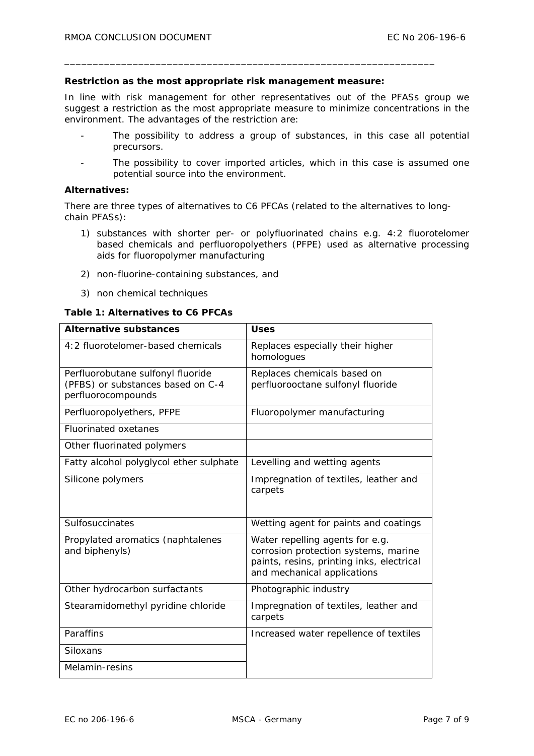**Restriction as the most appropriate risk management measure:**

In line with risk management for other representatives out of the PFASs group we suggest a restriction as the most appropriate measure to minimize concentrations in the environment. The advantages of the restriction are:

- The possibility to address a group of substances, in this case all potential precursors.
- The possibility to cover imported articles, which in this case is assumed one potential source into the environment.

**Alternatives:**

There are three types of alternatives to C6 PFCAs (related to the alternatives to long-chain PFASs):

1) substances with shorter per- or polyfluorinated chains e.g. 4:2 fluorotelomer based chemicals and perfluoropolyethers (PFPE) used as alternative processing aids for fluoropolymer manufacturing
2) non-fluorine-containing substances, and
3) non chemical techniques

**Table 1: Alternatives to C6 PFCAs**

| Alternative substances | Uses |
|---|---|
| 4:2 fluorotelomer-based chemicals | Replaces especially their higher homologues |
| Perfluorobutane sulfonyl fluoride (PFBS) or substances based on C-4 perfluorocompounds | Replaces chemicals based on perfluorooctane sulfonyl fluoride |
| Perfluoropolyethers, PFPE | Fluoropolymer manufacturing |
| Fluorinated oxetanes | |
| Other fluorinated polymers | |
| Fatty alcohol polyglycol ether sulphate | Levelling and wetting agents |
| Silicone polymers | Impregnation of textiles, leather and carpets |
| Sulfosuccinates | Wetting agent for paints and coatings |
| Propylated aromatics (naphtalenes and biphenyls) | Water repelling agents for e.g. corrosion protection systems, marine paints, resins, printing inks, electrical and mechanical applications |
| Other hydrocarbon surfactants | Photographic industry |
| Stearamidomethyl pyridine chloride | Impregnation of textiles, leather and carpets |
| Paraffins | Increased water repellence of textiles |
| Siloxans | |
| Melamin-resins | |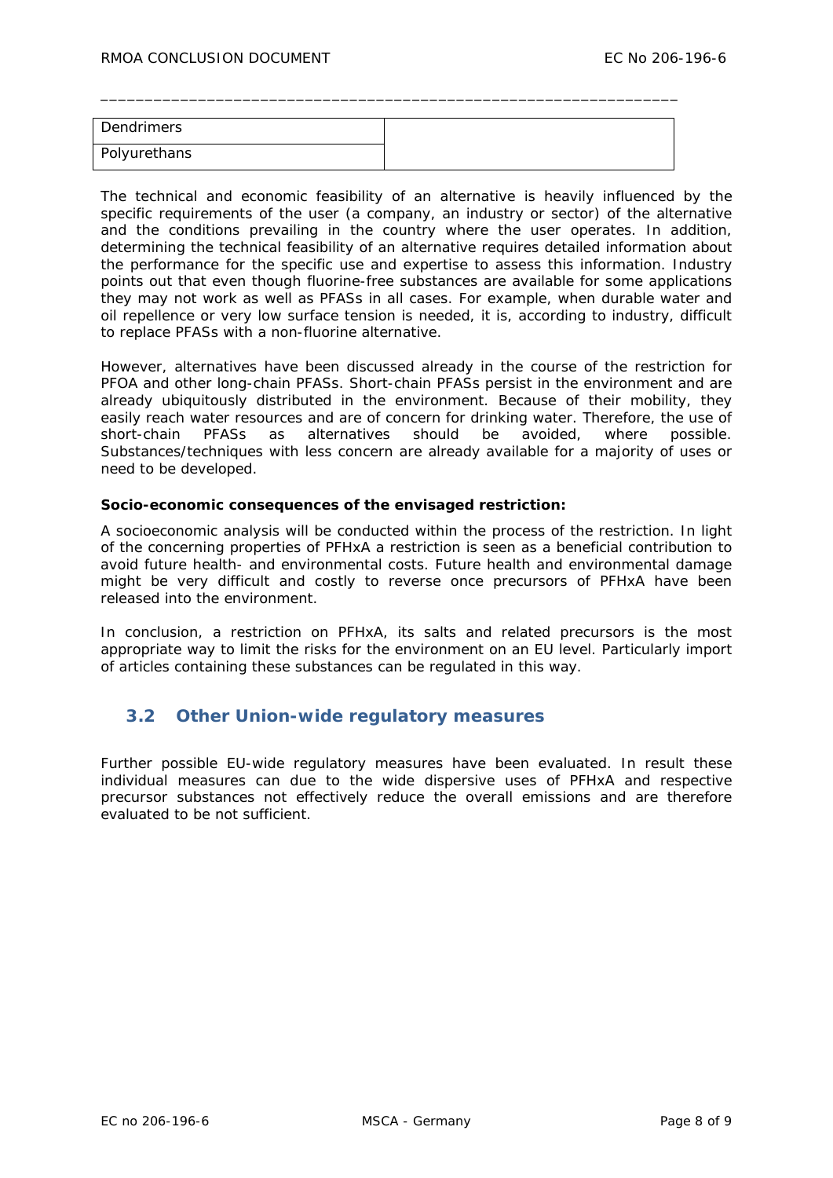| | |
|---|---|
| Dendrimers | |
| Polyurethans | |

The technical and economic feasibility of an alternative is heavily influenced by the specific requirements of the user (a company, an industry or sector) of the alternative and the conditions prevailing in the country where the user operates. In addition, determining the technical feasibility of an alternative requires detailed information about the performance for the specific use and expertise to assess this information. Industry points out that even though fluorine-free substances are available for some applications they may not work as well as PFASs in all cases. For example, when durable water and oil repellence or very low surface tension is needed, it is, according to industry, difficult to replace PFASs with a non-fluorine alternative.

However, alternatives have been discussed already in the course of the restriction for PFOA and other long-chain PFASs. Short-chain PFASs persist in the environment and are already ubiquitously distributed in the environment. Because of their mobility, they easily reach water resources and are of concern for drinking water. Therefore, the use of short-chain PFASs as alternatives should be avoided, where possible. Substances/techniques with less concern are already available for a majority of uses or need to be developed.

**Socio-economic consequences of the envisaged restriction:**

A socioeconomic analysis will be conducted within the process of the restriction. In light of the concerning properties of PFHxA a restriction is seen as a beneficial contribution to avoid future health- and environmental costs. Future health and environmental damage might be very difficult and costly to reverse once precursors of PFHxA have been released into the environment.

In conclusion, a restriction on PFHxA, its salts and related precursors is the most appropriate way to limit the risks for the environment on an EU level. Particularly import of articles containing these substances can be regulated in this way.

## 3.2 Other Union-wide regulatory measures

Further possible EU-wide regulatory measures have been evaluated. In result these individual measures can due to the wide dispersive uses of PFHxA and respective precursor substances not effectively reduce the overall emissions and are therefore evaluated to be not sufficient.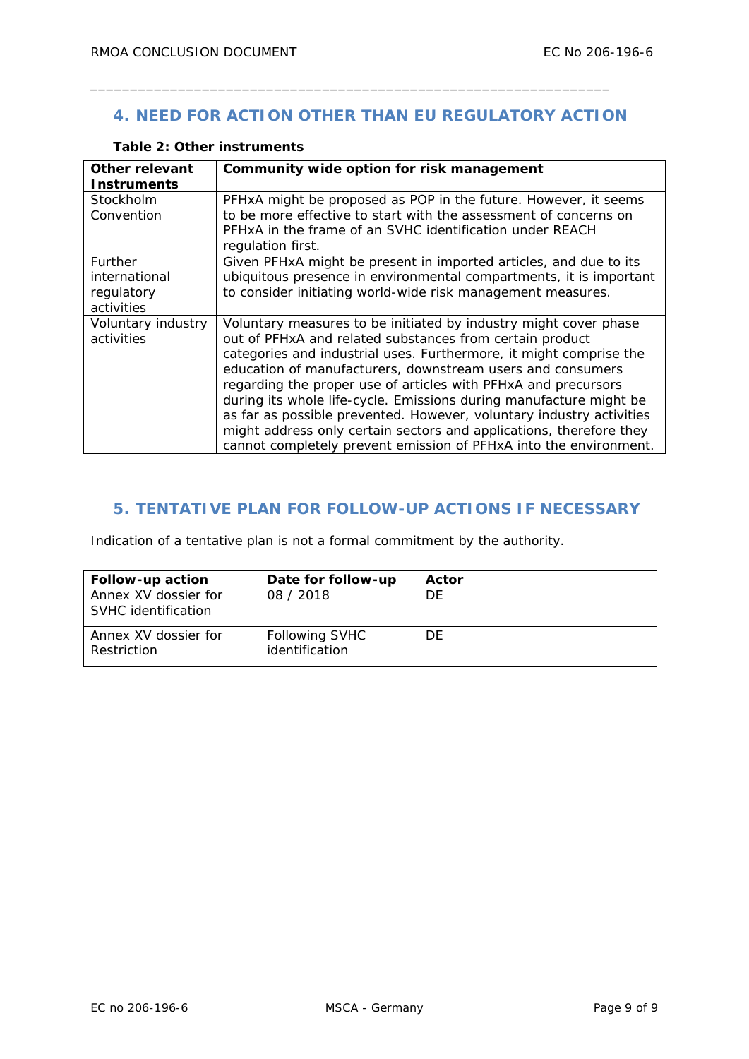## 4. NEED FOR ACTION OTHER THAN EU REGULATORY ACTION

**Table 2: Other instruments**

| Other relevant Instruments | Community wide option for risk management |
|---|---|
| Stockholm Convention | PFHxA might be proposed as POP in the future. However, it seems to be more effective to start with the assessment of concerns on PFHxA in the frame of an SVHC identification under REACH regulation first. |
| Further international regulatory activities | Given PFHxA might be present in imported articles, and due to its ubiquitous presence in environmental compartments, it is important to consider initiating world-wide risk management measures. |
| Voluntary industry activities | Voluntary measures to be initiated by industry might cover phase out of PFHxA and related substances from certain product categories and industrial uses. Furthermore, it might comprise the education of manufacturers, downstream users and consumers regarding the proper use of articles with PFHxA and precursors during its whole life-cycle. Emissions during manufacture might be as far as possible prevented. However, voluntary industry activities might address only certain sectors and applications, therefore they cannot completely prevent emission of PFHxA into the environment. |

## 5. TENTATIVE PLAN FOR FOLLOW-UP ACTIONS IF NECESSARY

Indication of a tentative plan is not a formal commitment by the authority.

| Follow-up action | Date for follow-up | Actor |
|---|---|---|
| Annex XV dossier for SVHC identification | 08 / 2018 | DE |
| Annex XV dossier for Restriction | Following SVHC identification | DE |